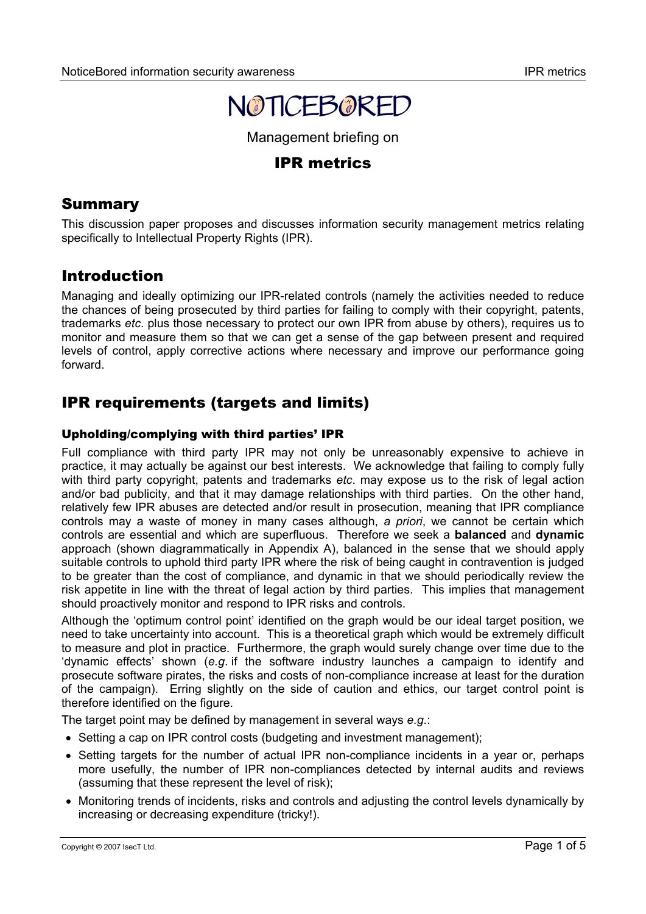# NOTICEBORED

Management briefing on

## IPR metrics

## Summary

This discussion paper proposes and discusses information security management metrics relating specifically to Intellectual Property Rights (IPR).

## Introduction

Managing and ideally optimizing our IPR-related controls (namely the activities needed to reduce the chances of being prosecuted by third parties for failing to comply with their copyright, patents, trademarks *etc*. plus those necessary to protect our own IPR from abuse by others), requires us to monitor and measure them so that we can get a sense of the gap between present and required levels of control, apply corrective actions where necessary and improve our performance going forward.

## IPR requirements (targets and limits)

### Upholding/complying with third parties' IPR

Full compliance with third party IPR may not only be unreasonably expensive to achieve in practice, it may actually be against our best interests. We acknowledge that failing to comply fully with third party copyright, patents and trademarks *etc*. may expose us to the risk of legal action and/or bad publicity, and that it may damage relationships with third parties. On the other hand, relatively few IPR abuses are detected and/or result in prosecution, meaning that IPR compliance controls may a waste of money in many cases although, *a priori*, we cannot be certain which controls are essential and which are superfluous. Therefore we seek a **balanced** and **dynamic** approach (shown diagrammatically in Appendix A), balanced in the sense that we should apply suitable controls to uphold third party IPR where the risk of being caught in contravention is judged to be greater than the cost of compliance, and dynamic in that we should periodically review the risk appetite in line with the threat of legal action by third parties. This implies that management should proactively monitor and respond to IPR risks and controls.

Although the 'optimum control point' identified on the graph would be our ideal target position, we need to take uncertainty into account. This is a theoretical graph which would be extremely difficult to measure and plot in practice. Furthermore, the graph would surely change over time due to the 'dynamic effects' shown (*e.g.* if the software industry launches a campaign to identify and prosecute software pirates, the risks and costs of non-compliance increase at least for the duration of the campaign). Erring slightly on the side of caution and ethics, our target control point is therefore identified on the figure.

The target point may be defined by management in several ways *e.g.*:

- Setting a cap on IPR control costs (budgeting and investment management);
- Setting targets for the number of actual IPR non-compliance incidents in a year or, perhaps more usefully, the number of IPR non-compliances detected by internal audits and reviews (assuming that these represent the level of risk);
- Monitoring trends of incidents, risks and controls and adjusting the control levels dynamically by increasing or decreasing expenditure (tricky!).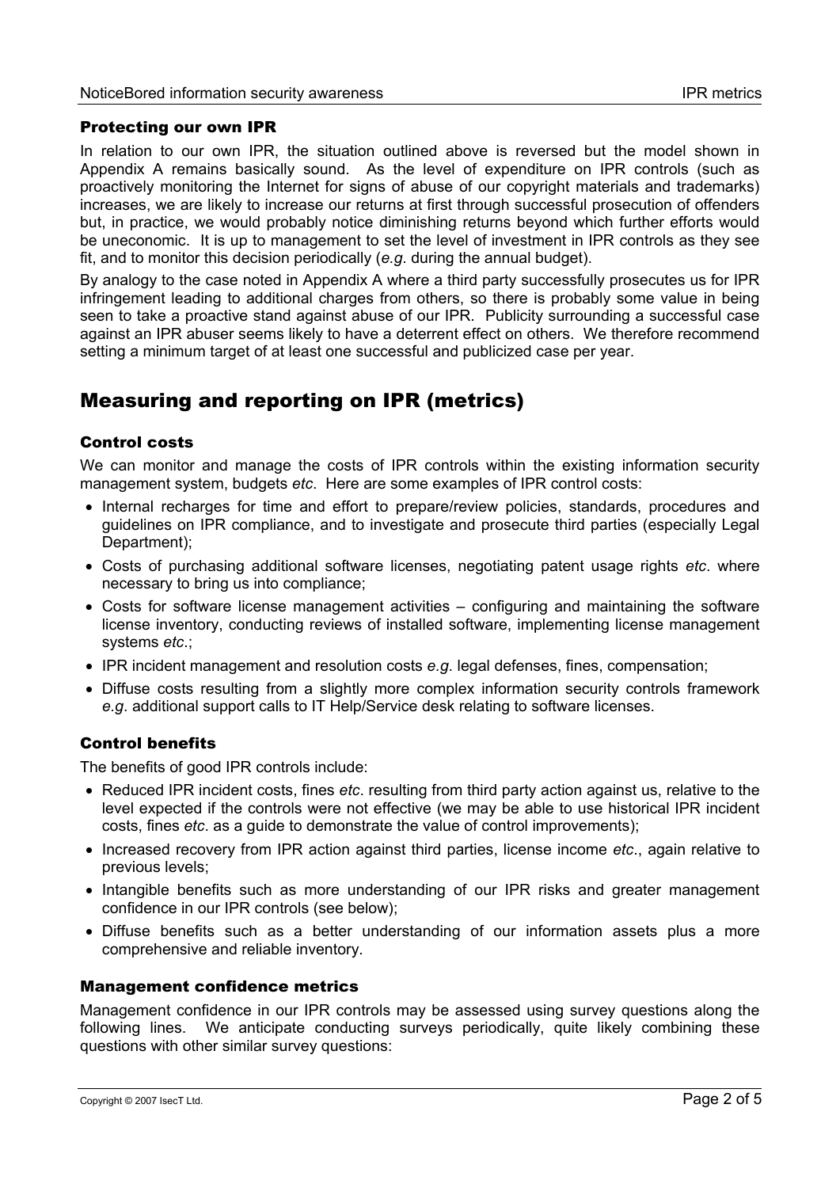### Protecting our own IPR

In relation to our own IPR, the situation outlined above is reversed but the model shown in Appendix A remains basically sound. As the level of expenditure on IPR controls (such as proactively monitoring the Internet for signs of abuse of our copyright materials and trademarks) increases, we are likely to increase our returns at first through successful prosecution of offenders but, in practice, we would probably notice diminishing returns beyond which further efforts would be uneconomic. It is up to management to set the level of investment in IPR controls as they see fit, and to monitor this decision periodically (*e.g*. during the annual budget).

By analogy to the case noted in Appendix A where a third party successfully prosecutes us for IPR infringement leading to additional charges from others, so there is probably some value in being seen to take a proactive stand against abuse of our IPR. Publicity surrounding a successful case against an IPR abuser seems likely to have a deterrent effect on others. We therefore recommend setting a minimum target of at least one successful and publicized case per year.

## Measuring and reporting on IPR (metrics)

### Control costs

We can monitor and manage the costs of IPR controls within the existing information security management system, budgets *etc*. Here are some examples of IPR control costs:

- Internal recharges for time and effort to prepare/review policies, standards, procedures and guidelines on IPR compliance, and to investigate and prosecute third parties (especially Legal Department);
- Costs of purchasing additional software licenses, negotiating patent usage rights *etc*. where necessary to bring us into compliance;
- Costs for software license management activities – configuring and maintaining the software license inventory, conducting reviews of installed software, implementing license management systems *etc*.;
- IPR incident management and resolution costs *e.g*. legal defenses, fines, compensation;
- Diffuse costs resulting from a slightly more complex information security controls framework *e.g*. additional support calls to IT Help/Service desk relating to software licenses.

### Control benefits

The benefits of good IPR controls include:

- Reduced IPR incident costs, fines *etc*. resulting from third party action against us, relative to the level expected if the controls were not effective (we may be able to use historical IPR incident costs, fines *etc*. as a guide to demonstrate the value of control improvements);
- Increased recovery from IPR action against third parties, license income *etc*., again relative to previous levels;
- Intangible benefits such as more understanding of our IPR risks and greater management confidence in our IPR controls (see below);
- Diffuse benefits such as a better understanding of our information assets plus a more comprehensive and reliable inventory.

### Management confidence metrics

Management confidence in our IPR controls may be assessed using survey questions along the following lines. We anticipate conducting surveys periodically, quite likely combining these questions with other similar survey questions: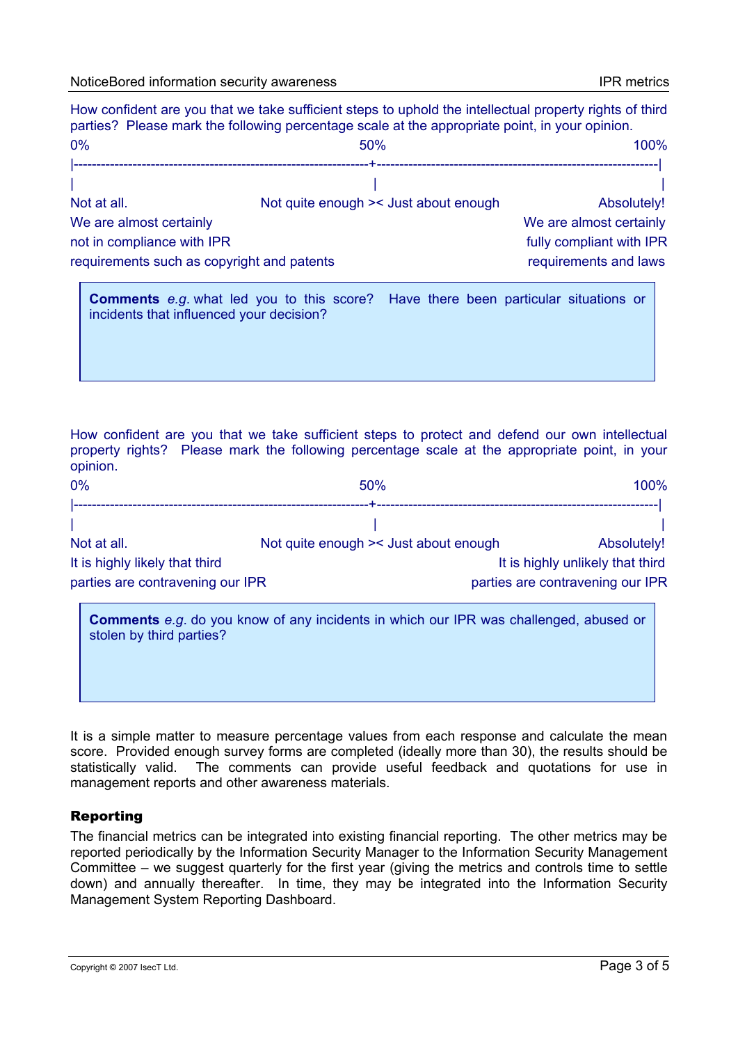How confident are you that we take sufficient steps to uphold the intellectual property rights of third parties? Please mark the following percentage scale at the appropriate point, in your opinion.

```
0%                                50%                                100%
|---------------------------------+----------------------------------|
|                                 |                                  |
Not at all.           Not quite enough >< Just about enough       Absolutely!
We are almost certainly                               We are almost certainly
not in compliance with IPR                            fully compliant with IPR
requirements such as copyright and patents            requirements and laws
```

> **Comments** *e.g.* what led you to this score? Have there been particular situations or incidents that influenced your decision?

How confident are you that we take sufficient steps to protect and defend our own intellectual property rights? Please mark the following percentage scale at the appropriate point, in your opinion.

```
0%                                50%                                100%
|---------------------------------+----------------------------------|
|                                 |                                  |
Not at all.           Not quite enough >< Just about enough       Absolutely!
It is highly likely that third                 It is highly unlikely that third
parties are contravening our IPR               parties are contravening our IPR
```

> **Comments** *e.g.* do you know of any incidents in which our IPR was challenged, abused or stolen by third parties?

It is a simple matter to measure percentage values from each response and calculate the mean score. Provided enough survey forms are completed (ideally more than 30), the results should be statistically valid. The comments can provide useful feedback and quotations for use in management reports and other awareness materials.

## Reporting

The financial metrics can be integrated into existing financial reporting. The other metrics may be reported periodically by the Information Security Manager to the Information Security Management Committee – we suggest quarterly for the first year (giving the metrics and controls time to settle down) and annually thereafter. In time, they may be integrated into the Information Security Management System Reporting Dashboard.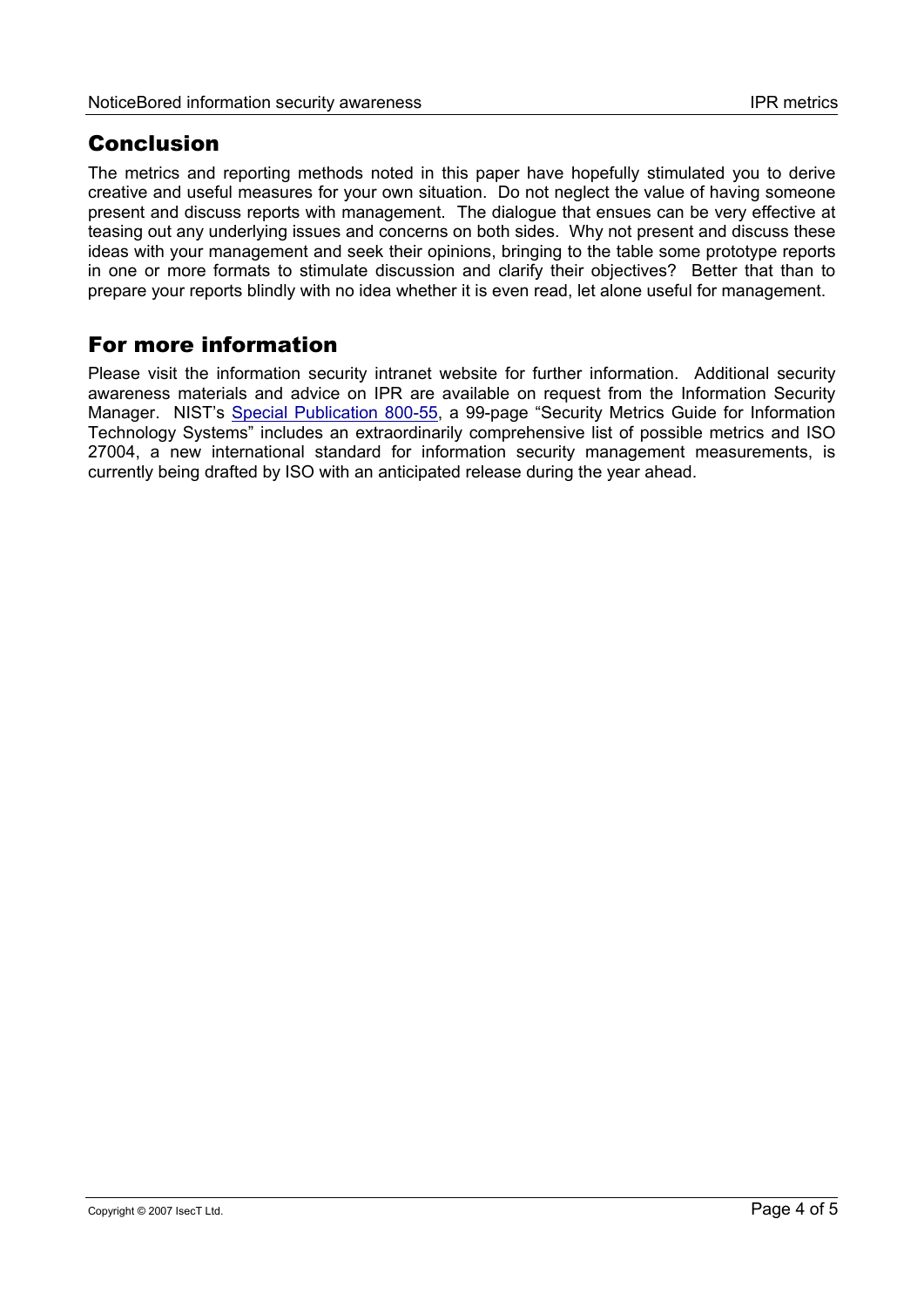## Conclusion

The metrics and reporting methods noted in this paper have hopefully stimulated you to derive creative and useful measures for your own situation. Do not neglect the value of having someone present and discuss reports with management. The dialogue that ensues can be very effective at teasing out any underlying issues and concerns on both sides. Why not present and discuss these ideas with your management and seek their opinions, bringing to the table some prototype reports in one or more formats to stimulate discussion and clarify their objectives? Better that than to prepare your reports blindly with no idea whether it is even read, let alone useful for management.

## For more information

Please visit the information security intranet website for further information. Additional security awareness materials and advice on IPR are available on request from the Information Security Manager. NIST's Special Publication 800-55, a 99-page "Security Metrics Guide for Information Technology Systems" includes an extraordinarily comprehensive list of possible metrics and ISO 27004, a new international standard for information security management measurements, is currently being drafted by ISO with an anticipated release during the year ahead.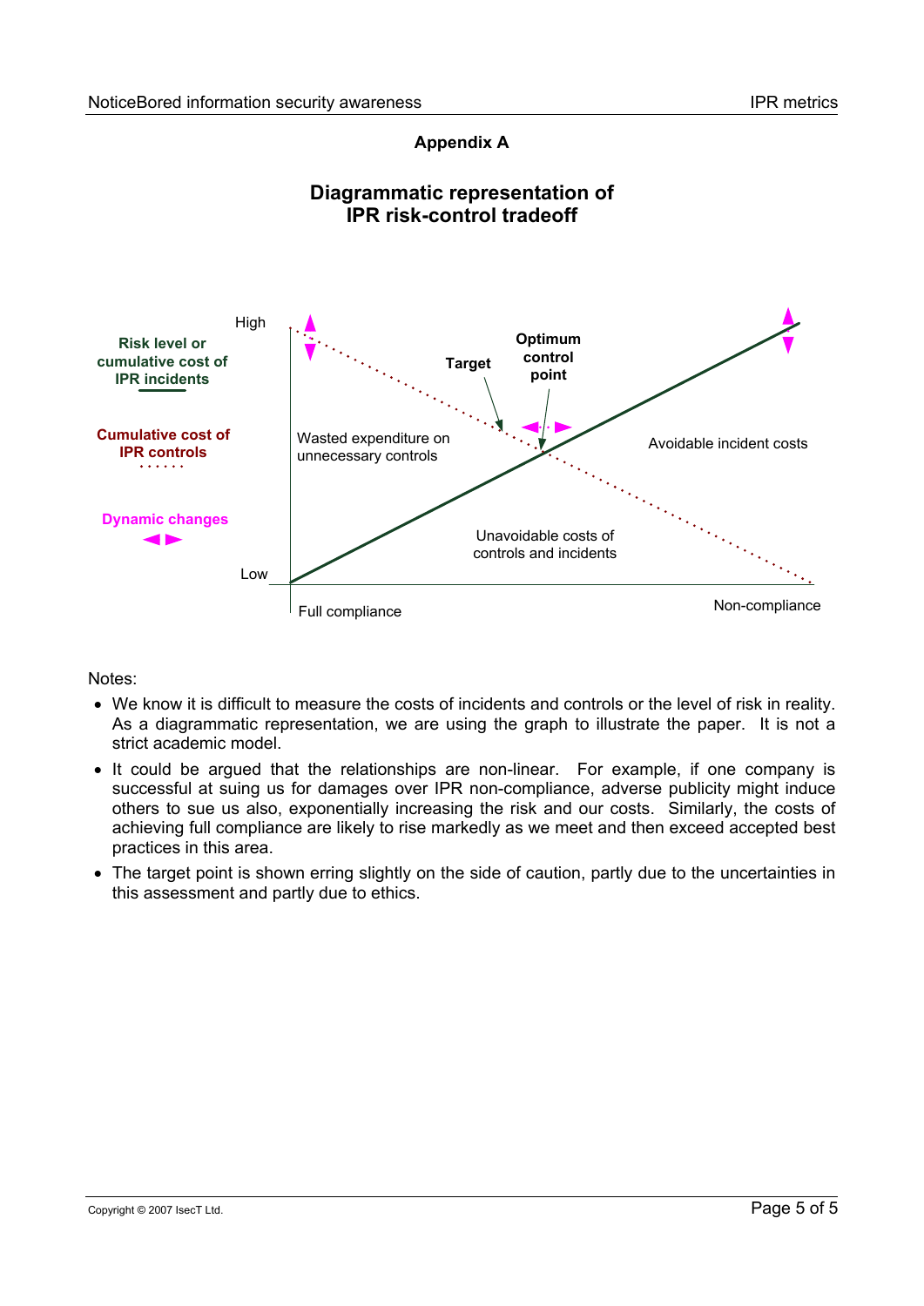**Appendix A**

## Diagrammatic representation of IPR risk-control tradeoff

Risk level or cumulative cost of IPR incidents

Cumulative cost of IPR controls

Dynamic changes

High

Low

Target

Optimum control point

Wasted expenditure on unnecessary controls

Avoidable incident costs

Unavoidable costs of controls and incidents

Full compliance

Non-compliance

Notes:

- We know it is difficult to measure the costs of incidents and controls or the level of risk in reality. As a diagrammatic representation, we are using the graph to illustrate the paper. It is not a strict academic model.
- It could be argued that the relationships are non-linear. For example, if one company is successful at suing us for damages over IPR non-compliance, adverse publicity might induce others to sue us also, exponentially increasing the risk and our costs. Similarly, the costs of achieving full compliance are likely to rise markedly as we meet and then exceed accepted best practices in this area.
- The target point is shown erring slightly on the side of caution, partly due to the uncertainties in this assessment and partly due to ethics.